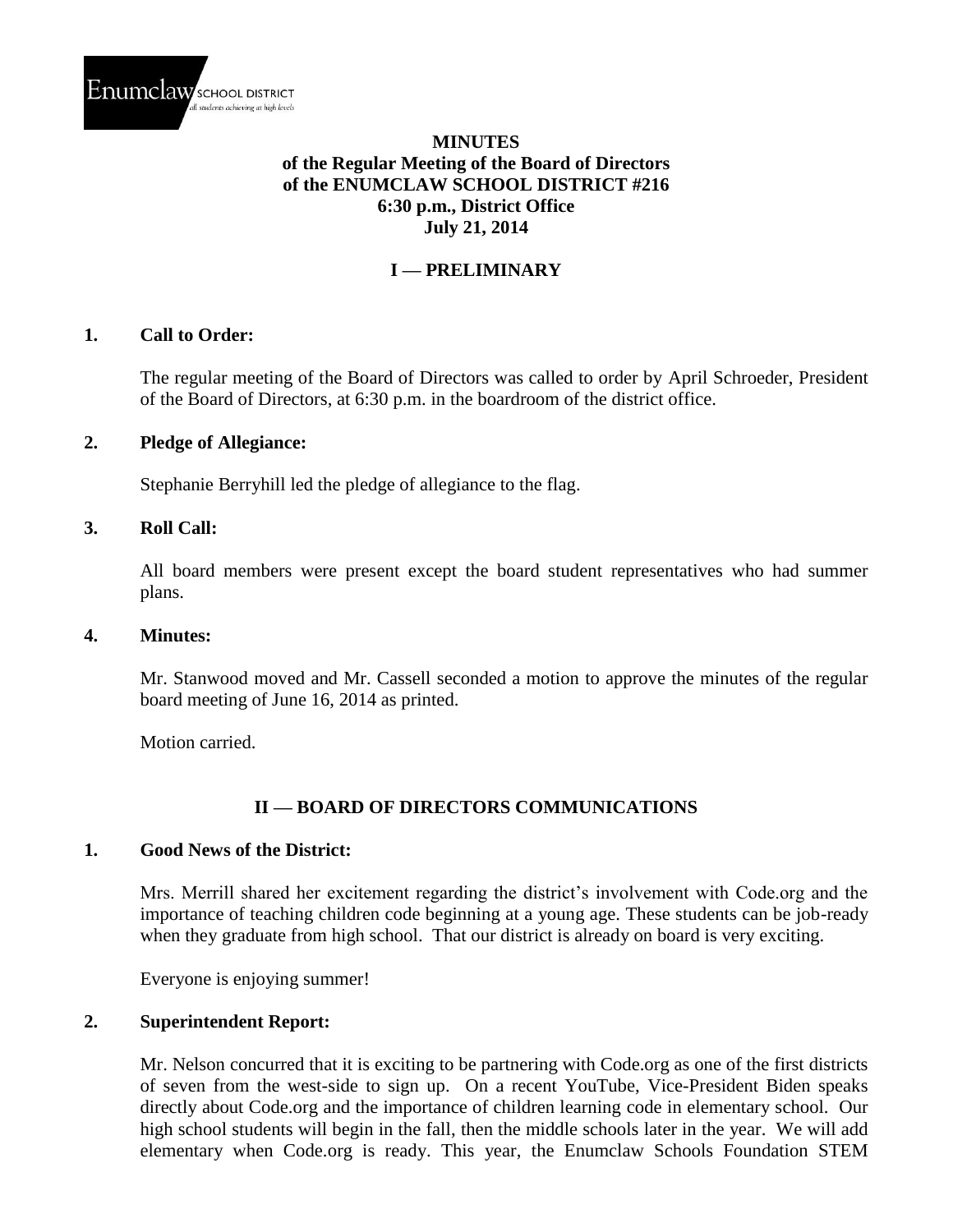Enumclaw SCHOOL DISTRICT
all students achieving at high levels

**MINUTES**
**of the Regular Meeting of the Board of Directors**
**of the ENUMCLAW SCHOOL DISTRICT #216**
**6:30 p.m., District Office**
**July 21, 2014**

## I — PRELIMINARY

### 1. Call to Order:

The regular meeting of the Board of Directors was called to order by April Schroeder, President of the Board of Directors, at 6:30 p.m. in the boardroom of the district office.

### 2. Pledge of Allegiance:

Stephanie Berryhill led the pledge of allegiance to the flag.

### 3. Roll Call:

All board members were present except the board student representatives who had summer plans.

### 4. Minutes:

Mr. Stanwood moved and Mr. Cassell seconded a motion to approve the minutes of the regular board meeting of June 16, 2014 as printed.

Motion carried.

## II — BOARD OF DIRECTORS COMMUNICATIONS

### 1. Good News of the District:

Mrs. Merrill shared her excitement regarding the district's involvement with Code.org and the importance of teaching children code beginning at a young age. These students can be job-ready when they graduate from high school. That our district is already on board is very exciting.

Everyone is enjoying summer!

### 2. Superintendent Report:

Mr. Nelson concurred that it is exciting to be partnering with Code.org as one of the first districts of seven from the west-side to sign up. On a recent YouTube, Vice-President Biden speaks directly about Code.org and the importance of children learning code in elementary school. Our high school students will begin in the fall, then the middle schools later in the year. We will add elementary when Code.org is ready. This year, the Enumclaw Schools Foundation STEM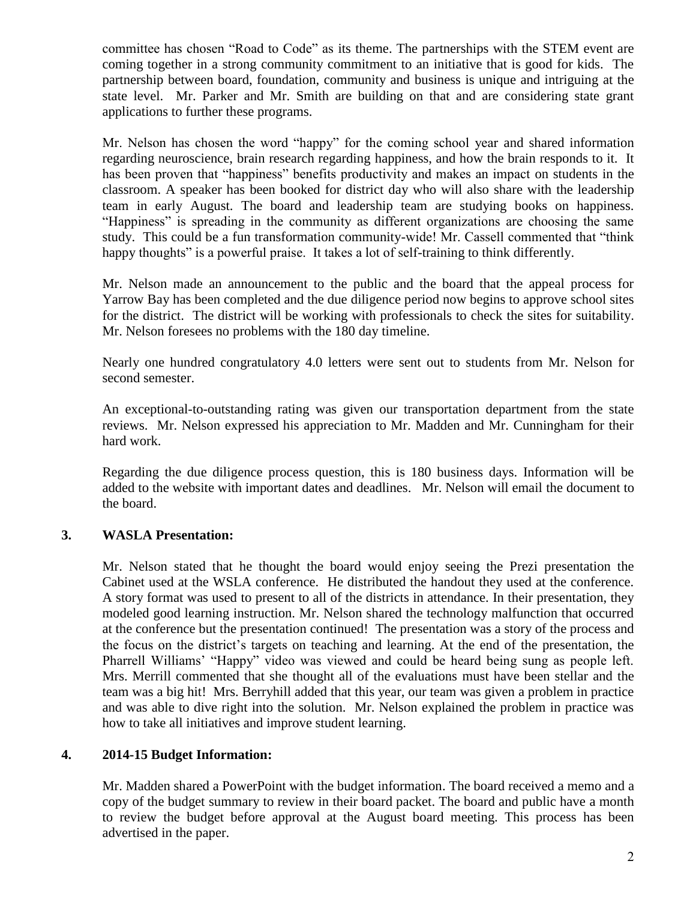committee has chosen "Road to Code" as its theme. The partnerships with the STEM event are coming together in a strong community commitment to an initiative that is good for kids. The partnership between board, foundation, community and business is unique and intriguing at the state level. Mr. Parker and Mr. Smith are building on that and are considering state grant applications to further these programs.

Mr. Nelson has chosen the word "happy" for the coming school year and shared information regarding neuroscience, brain research regarding happiness, and how the brain responds to it. It has been proven that "happiness" benefits productivity and makes an impact on students in the classroom. A speaker has been booked for district day who will also share with the leadership team in early August. The board and leadership team are studying books on happiness. "Happiness" is spreading in the community as different organizations are choosing the same study. This could be a fun transformation community-wide! Mr. Cassell commented that "think happy thoughts" is a powerful praise. It takes a lot of self-training to think differently.

Mr. Nelson made an announcement to the public and the board that the appeal process for Yarrow Bay has been completed and the due diligence period now begins to approve school sites for the district. The district will be working with professionals to check the sites for suitability. Mr. Nelson foresees no problems with the 180 day timeline.

Nearly one hundred congratulatory 4.0 letters were sent out to students from Mr. Nelson for second semester.

An exceptional-to-outstanding rating was given our transportation department from the state reviews. Mr. Nelson expressed his appreciation to Mr. Madden and Mr. Cunningham for their hard work.

Regarding the due diligence process question, this is 180 business days. Information will be added to the website with important dates and deadlines. Mr. Nelson will email the document to the board.

**3. WASLA Presentation:**

Mr. Nelson stated that he thought the board would enjoy seeing the Prezi presentation the Cabinet used at the WSLA conference. He distributed the handout they used at the conference. A story format was used to present to all of the districts in attendance. In their presentation, they modeled good learning instruction. Mr. Nelson shared the technology malfunction that occurred at the conference but the presentation continued! The presentation was a story of the process and the focus on the district's targets on teaching and learning. At the end of the presentation, the Pharrell Williams' "Happy" video was viewed and could be heard being sung as people left. Mrs. Merrill commented that she thought all of the evaluations must have been stellar and the team was a big hit! Mrs. Berryhill added that this year, our team was given a problem in practice and was able to dive right into the solution. Mr. Nelson explained the problem in practice was how to take all initiatives and improve student learning.

**4. 2014-15 Budget Information:**

Mr. Madden shared a PowerPoint with the budget information. The board received a memo and a copy of the budget summary to review in their board packet. The board and public have a month to review the budget before approval at the August board meeting. This process has been advertised in the paper.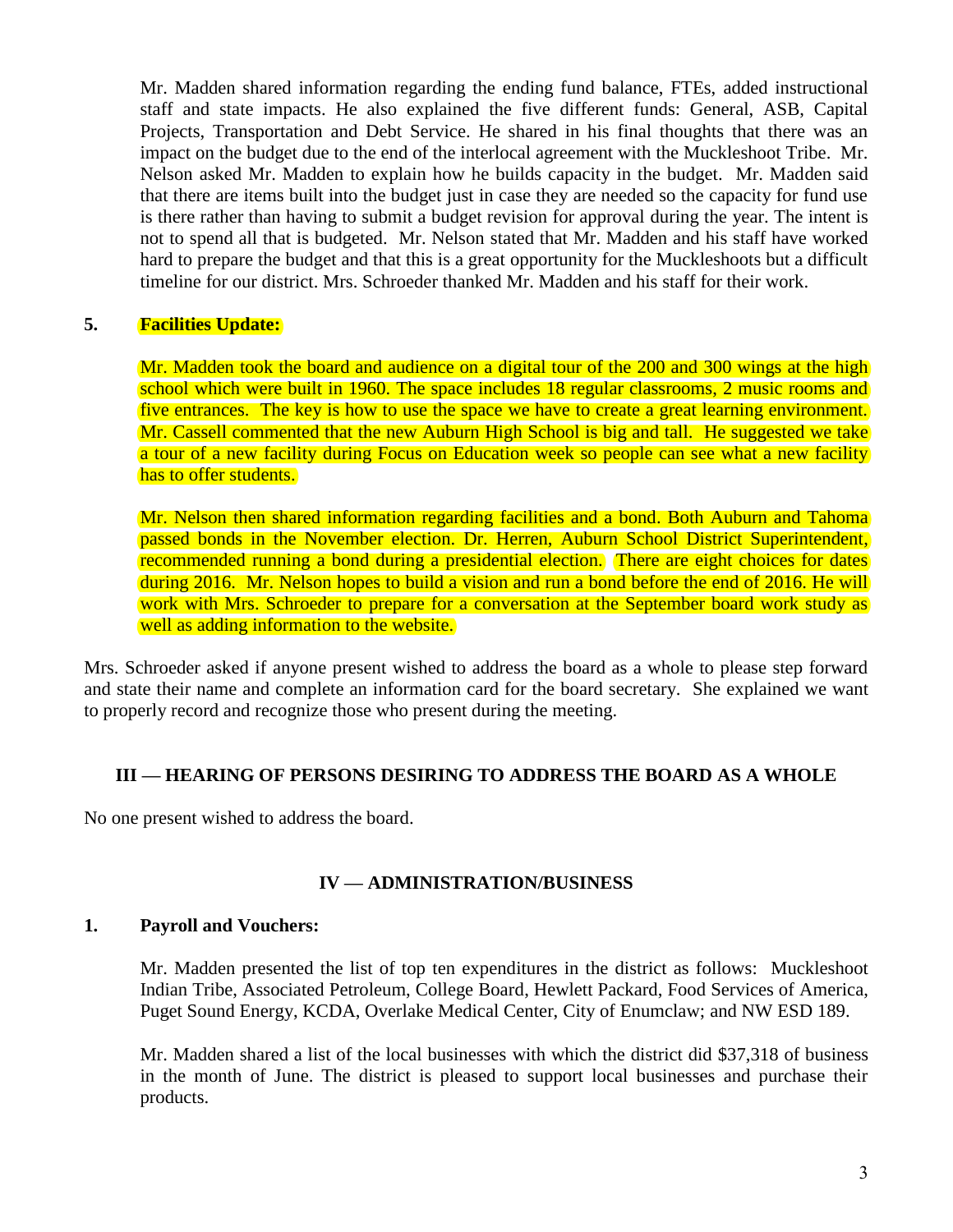Mr. Madden shared information regarding the ending fund balance, FTEs, added instructional staff and state impacts. He also explained the five different funds: General, ASB, Capital Projects, Transportation and Debt Service. He shared in his final thoughts that there was an impact on the budget due to the end of the interlocal agreement with the Muckleshoot Tribe. Mr. Nelson asked Mr. Madden to explain how he builds capacity in the budget. Mr. Madden said that there are items built into the budget just in case they are needed so the capacity for fund use is there rather than having to submit a budget revision for approval during the year. The intent is not to spend all that is budgeted. Mr. Nelson stated that Mr. Madden and his staff have worked hard to prepare the budget and that this is a great opportunity for the Muckleshoots but a difficult timeline for our district. Mrs. Schroeder thanked Mr. Madden and his staff for their work.

**5. Facilities Update:**

Mr. Madden took the board and audience on a digital tour of the 200 and 300 wings at the high school which were built in 1960. The space includes 18 regular classrooms, 2 music rooms and five entrances. The key is how to use the space we have to create a great learning environment. Mr. Cassell commented that the new Auburn High School is big and tall. He suggested we take a tour of a new facility during Focus on Education week so people can see what a new facility has to offer students.

Mr. Nelson then shared information regarding facilities and a bond. Both Auburn and Tahoma passed bonds in the November election. Dr. Herren, Auburn School District Superintendent, recommended running a bond during a presidential election. There are eight choices for dates during 2016. Mr. Nelson hopes to build a vision and run a bond before the end of 2016. He will work with Mrs. Schroeder to prepare for a conversation at the September board work study as well as adding information to the website.

Mrs. Schroeder asked if anyone present wished to address the board as a whole to please step forward and state their name and complete an information card for the board secretary. She explained we want to properly record and recognize those who present during the meeting.

## III — HEARING OF PERSONS DESIRING TO ADDRESS THE BOARD AS A WHOLE

No one present wished to address the board.

## IV — ADMINISTRATION/BUSINESS

**1. Payroll and Vouchers:**

Mr. Madden presented the list of top ten expenditures in the district as follows: Muckleshoot Indian Tribe, Associated Petroleum, College Board, Hewlett Packard, Food Services of America, Puget Sound Energy, KCDA, Overlake Medical Center, City of Enumclaw; and NW ESD 189.

Mr. Madden shared a list of the local businesses with which the district did $37,318 of business in the month of June. The district is pleased to support local businesses and purchase their products.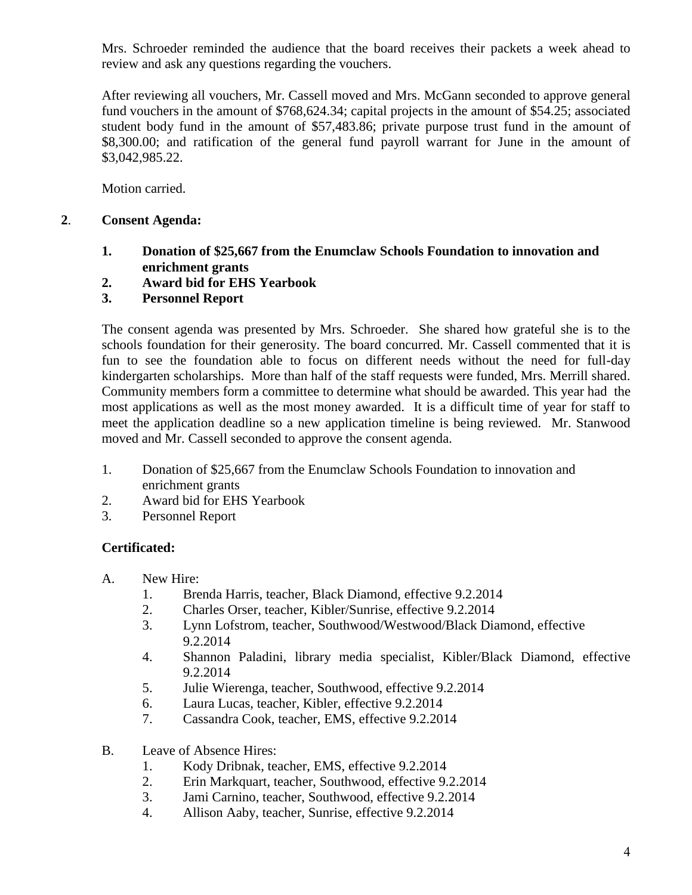Mrs. Schroeder reminded the audience that the board receives their packets a week ahead to review and ask any questions regarding the vouchers.

After reviewing all vouchers, Mr. Cassell moved and Mrs. McGann seconded to approve general fund vouchers in the amount of $768,624.34; capital projects in the amount of $54.25; associated student body fund in the amount of $57,483.86; private purpose trust fund in the amount of $8,300.00; and ratification of the general fund payroll warrant for June in the amount of $3,042,985.22.

Motion carried.

**2. Consent Agenda:**

1. **Donation of $25,667 from the Enumclaw Schools Foundation to innovation and enrichment grants**
2. **Award bid for EHS Yearbook**
3. **Personnel Report**

The consent agenda was presented by Mrs. Schroeder. She shared how grateful she is to the schools foundation for their generosity. The board concurred. Mr. Cassell commented that it is fun to see the foundation able to focus on different needs without the need for full-day kindergarten scholarships. More than half of the staff requests were funded, Mrs. Merrill shared. Community members form a committee to determine what should be awarded. This year had the most applications as well as the most money awarded. It is a difficult time of year for staff to meet the application deadline so a new application timeline is being reviewed. Mr. Stanwood moved and Mr. Cassell seconded to approve the consent agenda.

1. Donation of $25,667 from the Enumclaw Schools Foundation to innovation and enrichment grants
2. Award bid for EHS Yearbook
3. Personnel Report

**Certificated:**

A. New Hire:
   1. Brenda Harris, teacher, Black Diamond, effective 9.2.2014
   2. Charles Orser, teacher, Kibler/Sunrise, effective 9.2.2014
   3. Lynn Lofstrom, teacher, Southwood/Westwood/Black Diamond, effective 9.2.2014
   4. Shannon Paladini, library media specialist, Kibler/Black Diamond, effective 9.2.2014
   5. Julie Wierenga, teacher, Southwood, effective 9.2.2014
   6. Laura Lucas, teacher, Kibler, effective 9.2.2014
   7. Cassandra Cook, teacher, EMS, effective 9.2.2014

B. Leave of Absence Hires:
   1. Kody Dribnak, teacher, EMS, effective 9.2.2014
   2. Erin Markquart, teacher, Southwood, effective 9.2.2014
   3. Jami Carnino, teacher, Southwood, effective 9.2.2014
   4. Allison Aaby, teacher, Sunrise, effective 9.2.2014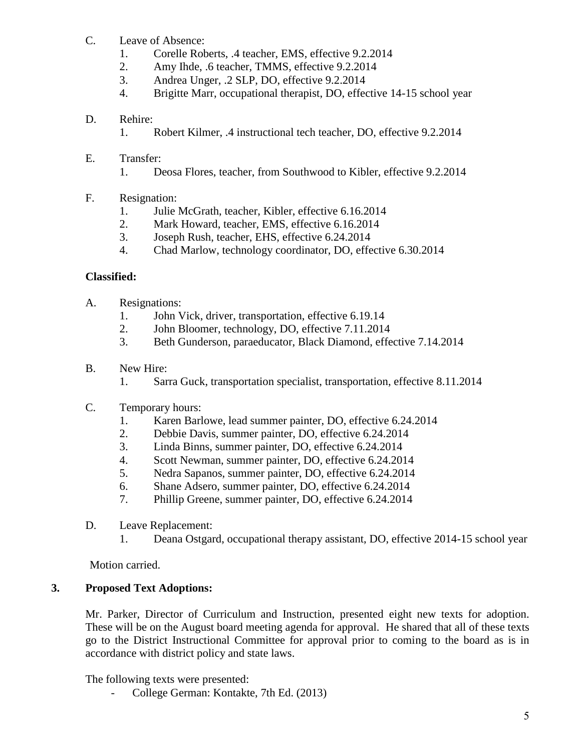C. Leave of Absence:
   1. Corelle Roberts, .4 teacher, EMS, effective 9.2.2014
   2. Amy Ihde, .6 teacher, TMMS, effective 9.2.2014
   3. Andrea Unger, .2 SLP, DO, effective 9.2.2014
   4. Brigitte Marr, occupational therapist, DO, effective 14-15 school year

D. Rehire:
   1. Robert Kilmer, .4 instructional tech teacher, DO, effective 9.2.2014

E. Transfer:
   1. Deosa Flores, teacher, from Southwood to Kibler, effective 9.2.2014

F. Resignation:
   1. Julie McGrath, teacher, Kibler, effective 6.16.2014
   2. Mark Howard, teacher, EMS, effective 6.16.2014
   3. Joseph Rush, teacher, EHS, effective 6.24.2014
   4. Chad Marlow, technology coordinator, DO, effective 6.30.2014

**Classified:**

A. Resignations:
   1. John Vick, driver, transportation, effective 6.19.14
   2. John Bloomer, technology, DO, effective 7.11.2014
   3. Beth Gunderson, paraeducator, Black Diamond, effective 7.14.2014

B. New Hire:
   1. Sarra Guck, transportation specialist, transportation, effective 8.11.2014

C. Temporary hours:
   1. Karen Barlowe, lead summer painter, DO, effective 6.24.2014
   2. Debbie Davis, summer painter, DO, effective 6.24.2014
   3. Linda Binns, summer painter, DO, effective 6.24.2014
   4. Scott Newman, summer painter, DO, effective 6.24.2014
   5. Nedra Sapanos, summer painter, DO, effective 6.24.2014
   6. Shane Adsero, summer painter, DO, effective 6.24.2014
   7. Phillip Greene, summer painter, DO, effective 6.24.2014

D. Leave Replacement:
   1. Deana Ostgard, occupational therapy assistant, DO, effective 2014-15 school year

Motion carried.

**3. Proposed Text Adoptions:**

Mr. Parker, Director of Curriculum and Instruction, presented eight new texts for adoption. These will be on the August board meeting agenda for approval. He shared that all of these texts go to the District Instructional Committee for approval prior to coming to the board as is in accordance with district policy and state laws.

The following texts were presented:

- College German: Kontakte, 7th Ed. (2013)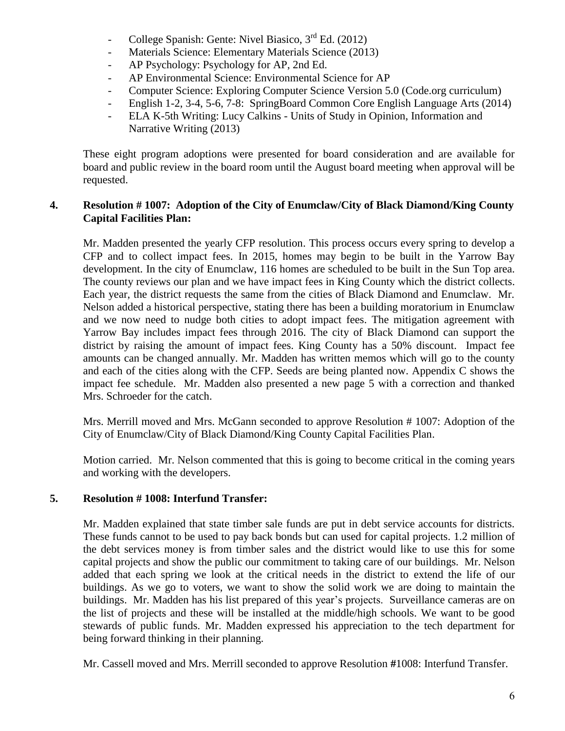- College Spanish: Gente: Nivel Biasico, 3rd Ed. (2012)
- Materials Science: Elementary Materials Science (2013)
- AP Psychology: Psychology for AP, 2nd Ed.
- AP Environmental Science: Environmental Science for AP
- Computer Science: Exploring Computer Science Version 5.0 (Code.org curriculum)
- English 1-2, 3-4, 5-6, 7-8: SpringBoard Common Core English Language Arts (2014)
- ELA K-5th Writing: Lucy Calkins - Units of Study in Opinion, Information and Narrative Writing (2013)

These eight program adoptions were presented for board consideration and are available for board and public review in the board room until the August board meeting when approval will be requested.

**4. Resolution # 1007: Adoption of the City of Enumclaw/City of Black Diamond/King County Capital Facilities Plan:**

Mr. Madden presented the yearly CFP resolution. This process occurs every spring to develop a CFP and to collect impact fees. In 2015, homes may begin to be built in the Yarrow Bay development. In the city of Enumclaw, 116 homes are scheduled to be built in the Sun Top area. The county reviews our plan and we have impact fees in King County which the district collects. Each year, the district requests the same from the cities of Black Diamond and Enumclaw. Mr. Nelson added a historical perspective, stating there has been a building moratorium in Enumclaw and we now need to nudge both cities to adopt impact fees. The mitigation agreement with Yarrow Bay includes impact fees through 2016. The city of Black Diamond can support the district by raising the amount of impact fees. King County has a 50% discount. Impact fee amounts can be changed annually. Mr. Madden has written memos which will go to the county and each of the cities along with the CFP. Seeds are being planted now. Appendix C shows the impact fee schedule. Mr. Madden also presented a new page 5 with a correction and thanked Mrs. Schroeder for the catch.

Mrs. Merrill moved and Mrs. McGann seconded to approve Resolution # 1007: Adoption of the City of Enumclaw/City of Black Diamond/King County Capital Facilities Plan.

Motion carried. Mr. Nelson commented that this is going to become critical in the coming years and working with the developers.

**5. Resolution # 1008: Interfund Transfer:**

Mr. Madden explained that state timber sale funds are put in debt service accounts for districts. These funds cannot to be used to pay back bonds but can used for capital projects. 1.2 million of the debt services money is from timber sales and the district would like to use this for some capital projects and show the public our commitment to taking care of our buildings. Mr. Nelson added that each spring we look at the critical needs in the district to extend the life of our buildings. As we go to voters, we want to show the solid work we are doing to maintain the buildings. Mr. Madden has his list prepared of this year's projects. Surveillance cameras are on the list of projects and these will be installed at the middle/high schools. We want to be good stewards of public funds. Mr. Madden expressed his appreciation to the tech department for being forward thinking in their planning.

Mr. Cassell moved and Mrs. Merrill seconded to approve Resolution #1008: Interfund Transfer.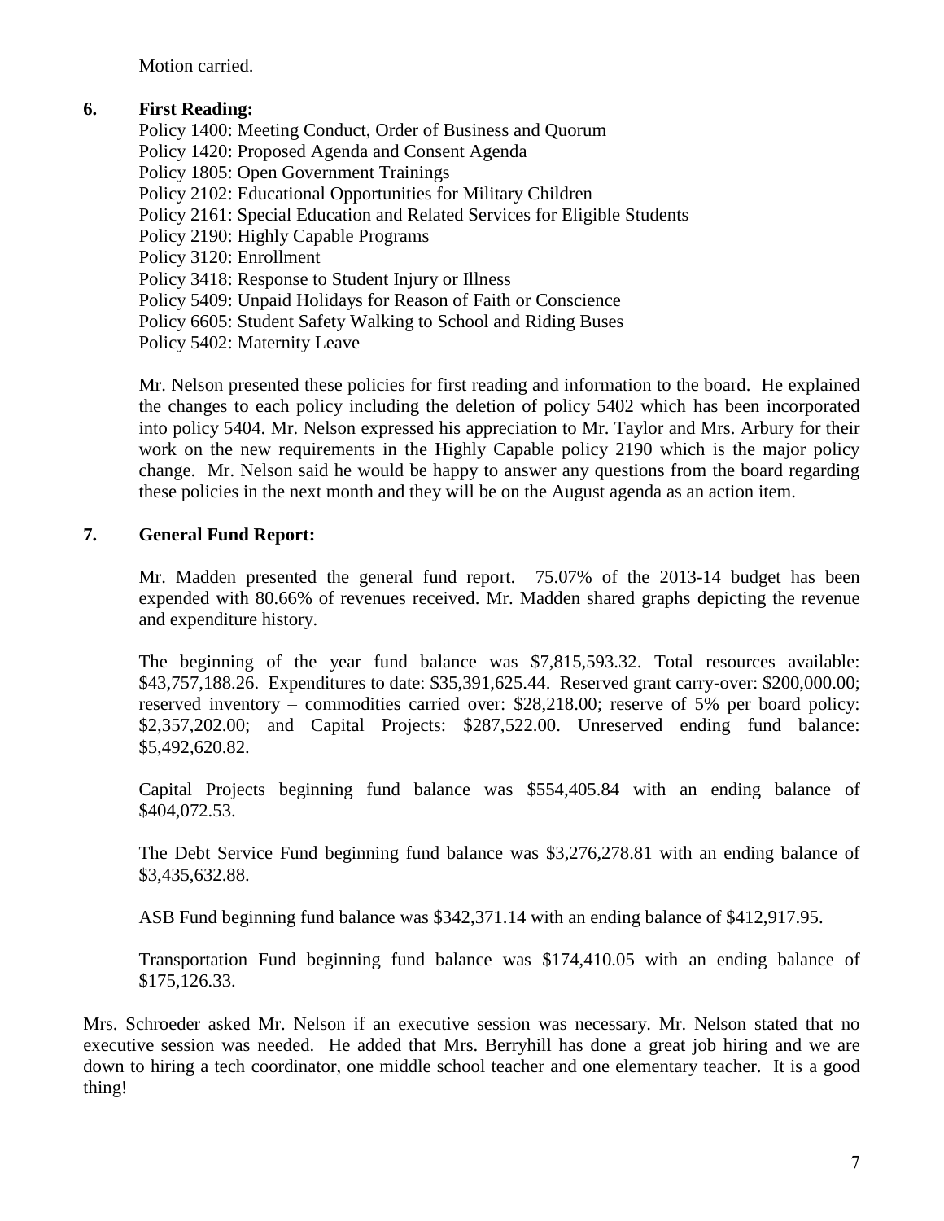Motion carried.

**6. First Reading:**

Policy 1400: Meeting Conduct, Order of Business and Quorum
Policy 1420: Proposed Agenda and Consent Agenda
Policy 1805: Open Government Trainings
Policy 2102: Educational Opportunities for Military Children
Policy 2161: Special Education and Related Services for Eligible Students
Policy 2190: Highly Capable Programs
Policy 3120: Enrollment
Policy 3418: Response to Student Injury or Illness
Policy 5409: Unpaid Holidays for Reason of Faith or Conscience
Policy 6605: Student Safety Walking to School and Riding Buses
Policy 5402: Maternity Leave

Mr. Nelson presented these policies for first reading and information to the board. He explained the changes to each policy including the deletion of policy 5402 which has been incorporated into policy 5404. Mr. Nelson expressed his appreciation to Mr. Taylor and Mrs. Arbury for their work on the new requirements in the Highly Capable policy 2190 which is the major policy change. Mr. Nelson said he would be happy to answer any questions from the board regarding these policies in the next month and they will be on the August agenda as an action item.

**7. General Fund Report:**

Mr. Madden presented the general fund report. 75.07% of the 2013-14 budget has been expended with 80.66% of revenues received. Mr. Madden shared graphs depicting the revenue and expenditure history.

The beginning of the year fund balance was $7,815,593.32. Total resources available: $43,757,188.26. Expenditures to date: $35,391,625.44. Reserved grant carry-over: $200,000.00; reserved inventory – commodities carried over: $28,218.00; reserve of 5% per board policy: $2,357,202.00; and Capital Projects: $287,522.00. Unreserved ending fund balance: $5,492,620.82.

Capital Projects beginning fund balance was $554,405.84 with an ending balance of $404,072.53.

The Debt Service Fund beginning fund balance was $3,276,278.81 with an ending balance of $3,435,632.88.

ASB Fund beginning fund balance was $342,371.14 with an ending balance of $412,917.95.

Transportation Fund beginning fund balance was $174,410.05 with an ending balance of $175,126.33.

Mrs. Schroeder asked Mr. Nelson if an executive session was necessary. Mr. Nelson stated that no executive session was needed. He added that Mrs. Berryhill has done a great job hiring and we are down to hiring a tech coordinator, one middle school teacher and one elementary teacher. It is a good thing!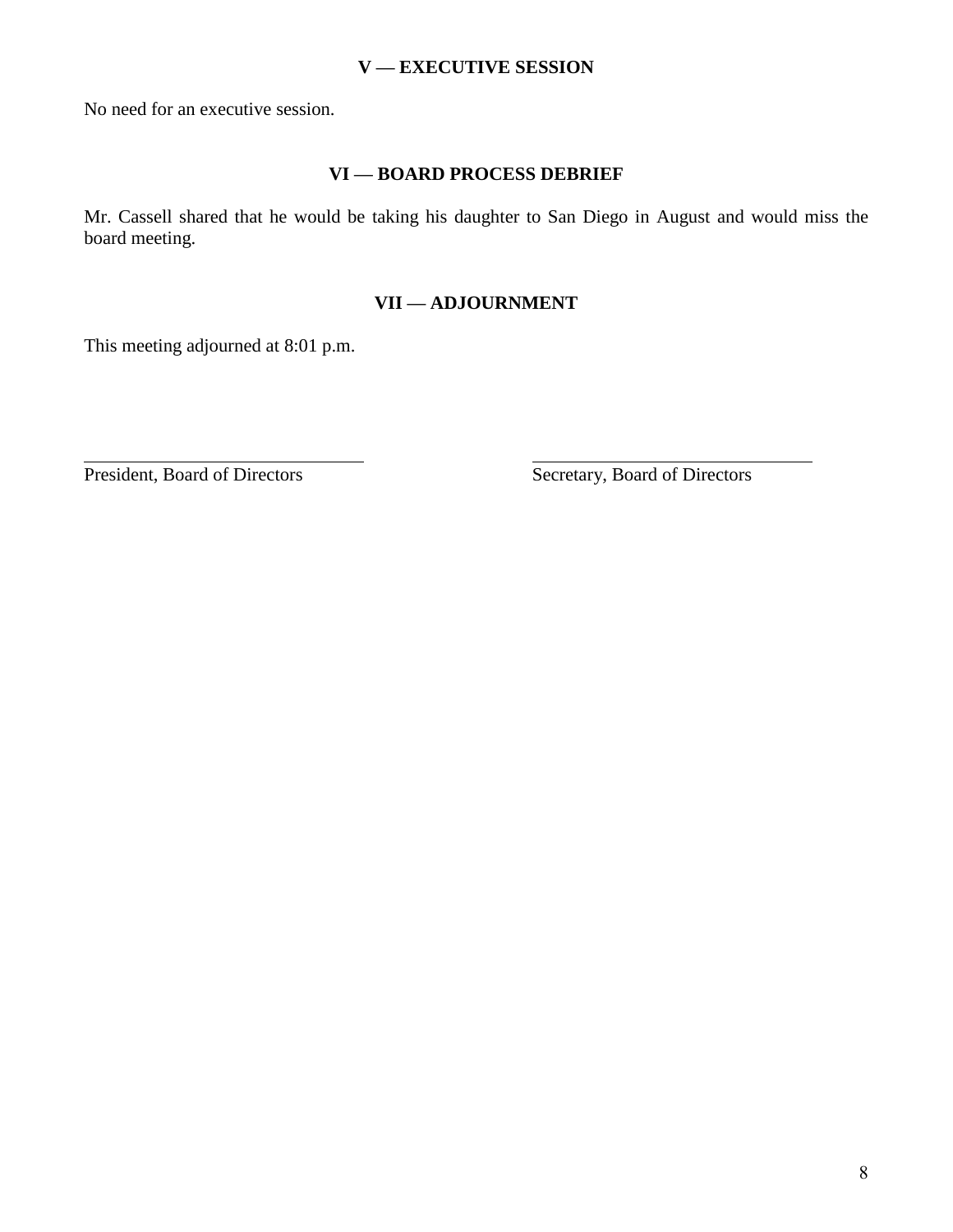## V — EXECUTIVE SESSION

No need for an executive session.

## VI — BOARD PROCESS DEBRIEF

Mr. Cassell shared that he would be taking his daughter to San Diego in August and would miss the board meeting.

## VII — ADJOURNMENT

This meeting adjourned at 8:01 p.m.

\_\_\_\_\_\_\_\_\_\_\_\_\_\_\_\_\_\_\_\_\_\_\_\_\_\_\_\_\_\_\_\_
President, Board of Directors

\_\_\_\_\_\_\_\_\_\_\_\_\_\_\_\_\_\_\_\_\_\_\_\_\_\_\_\_\_\_\_\_
Secretary, Board of Directors